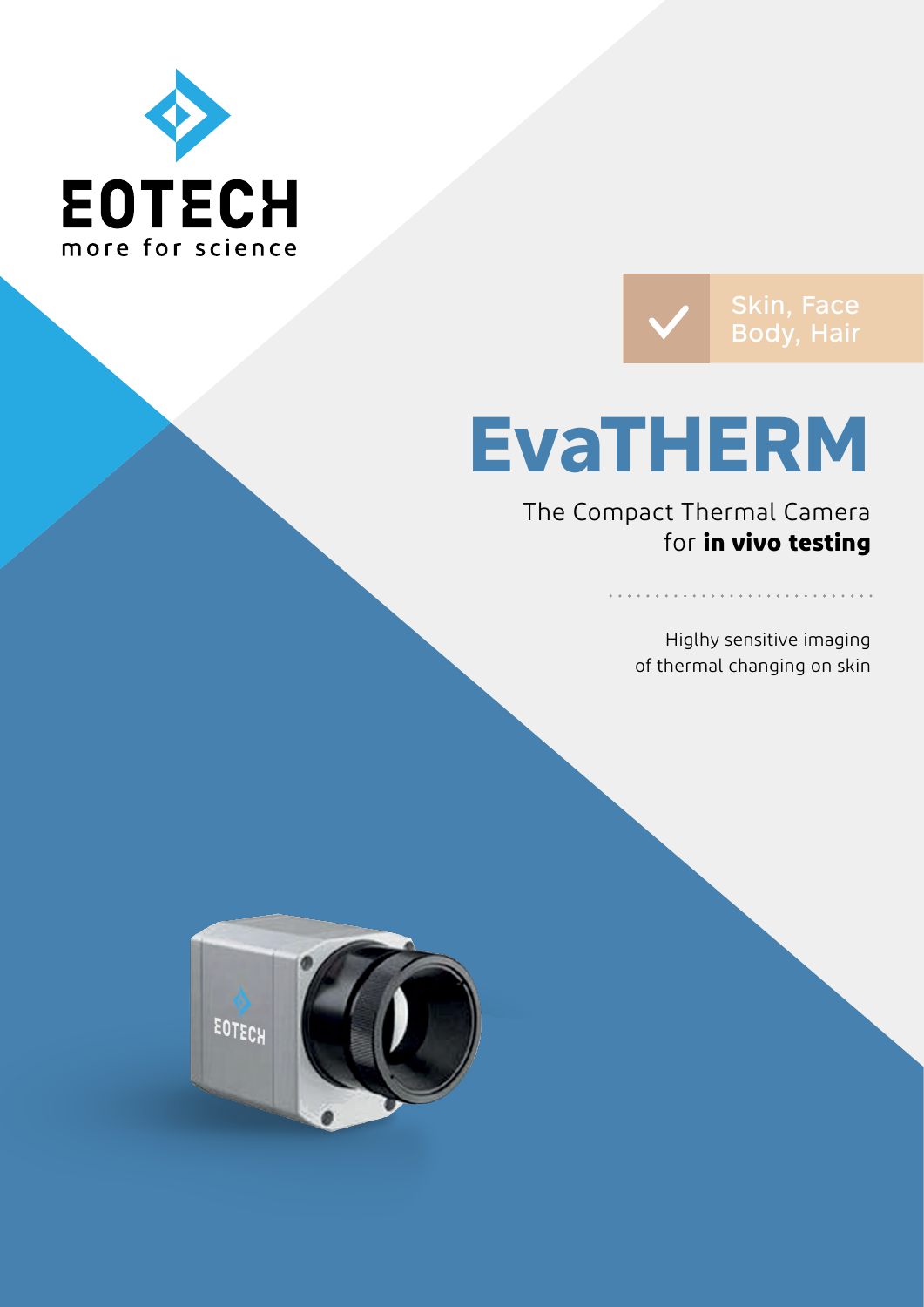EOTECH
more for science

Skin, Face
Body, Hair

# EvaTHERM

The Compact Thermal Camera
for **in vivo testing**

Higlhy sensitive imaging
of thermal changing on skin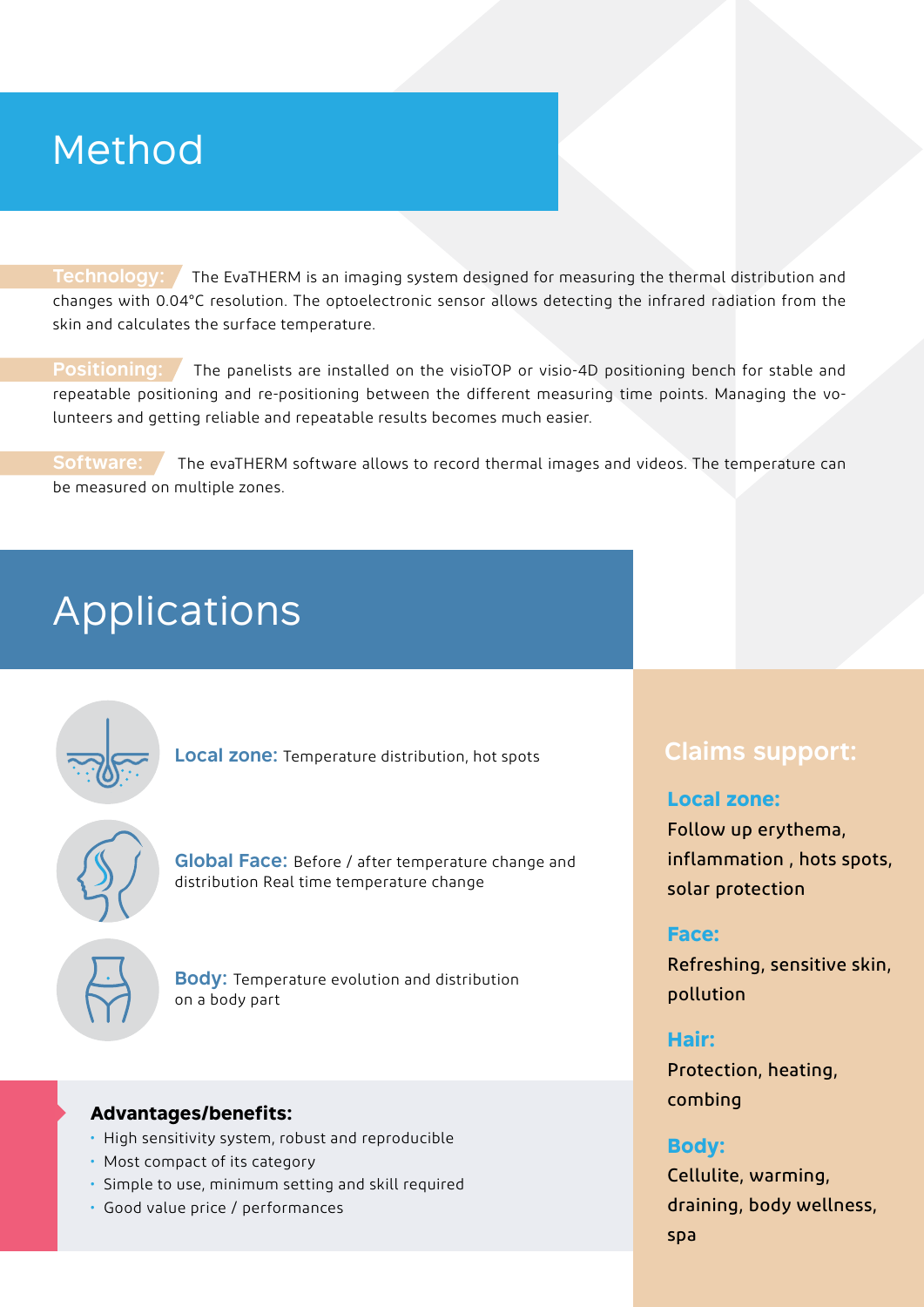# Method

**Technology:** The EvaTHERM is an imaging system designed for measuring the thermal distribution and changes with 0.04°C resolution. The optoelectronic sensor allows detecting the infrared radiation from the skin and calculates the surface temperature.

**Positioning:** The panelists are installed on the visioTOP or visio-4D positioning bench for stable and repeatable positioning and re-positioning between the different measuring time points. Managing the volunteers and getting reliable and repeatable results becomes much easier.

**Software:** The evaTHERM software allows to record thermal images and videos. The temperature can be measured on multiple zones.

# Applications

**Local zone:** Temperature distribution, hot spots

**Global Face:** Before / after temperature change and distribution Real time temperature change

**Body:** Temperature evolution and distribution on a body part

**Advantages/benefits:**

- High sensitivity system, robust and reproducible
- Most compact of its category
- Simple to use, minimum setting and skill required
- Good value price / performances

## Claims support:

**Local zone:**
Follow up erythema, inflammation , hots spots, solar protection

**Face:**
Refreshing, sensitive skin, pollution

**Hair:**
Protection, heating, combing

**Body:**
Cellulite, warming, draining, body wellness, spa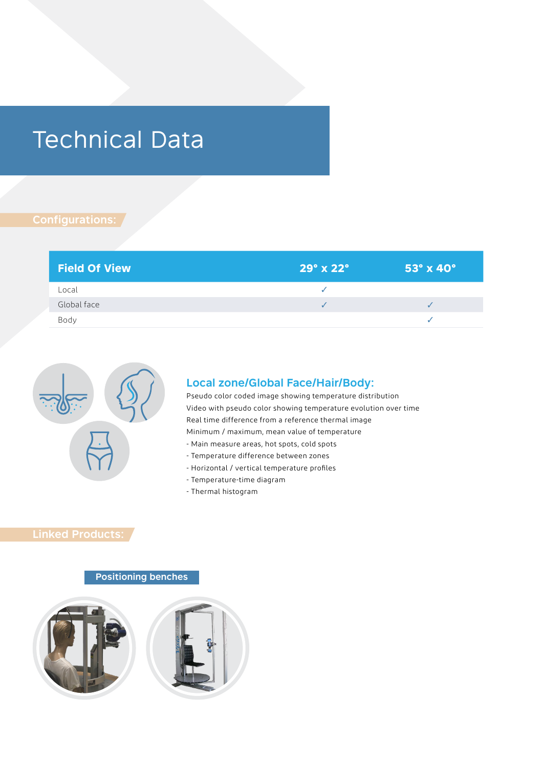# Technical Data

## Configurations:

| Field Of View | 29° x 22° | 53° x 40° |
|---|---|---|
| Local | ✓ | |
| Global face | ✓ | ✓ |
| Body | | ✓ |

### Local zone/Global Face/Hair/Body:

Pseudo color coded image showing temperature distribution
Video with pseudo color showing temperature evolution over time
Real time difference from a reference thermal image
Minimum / maximum, mean value of temperature

- Main measure areas, hot spots, cold spots
- Temperature difference between zones
- Horizontal / vertical temperature profiles
- Temperature-time diagram
- Thermal histogram

## Linked Products:

**Positioning benches**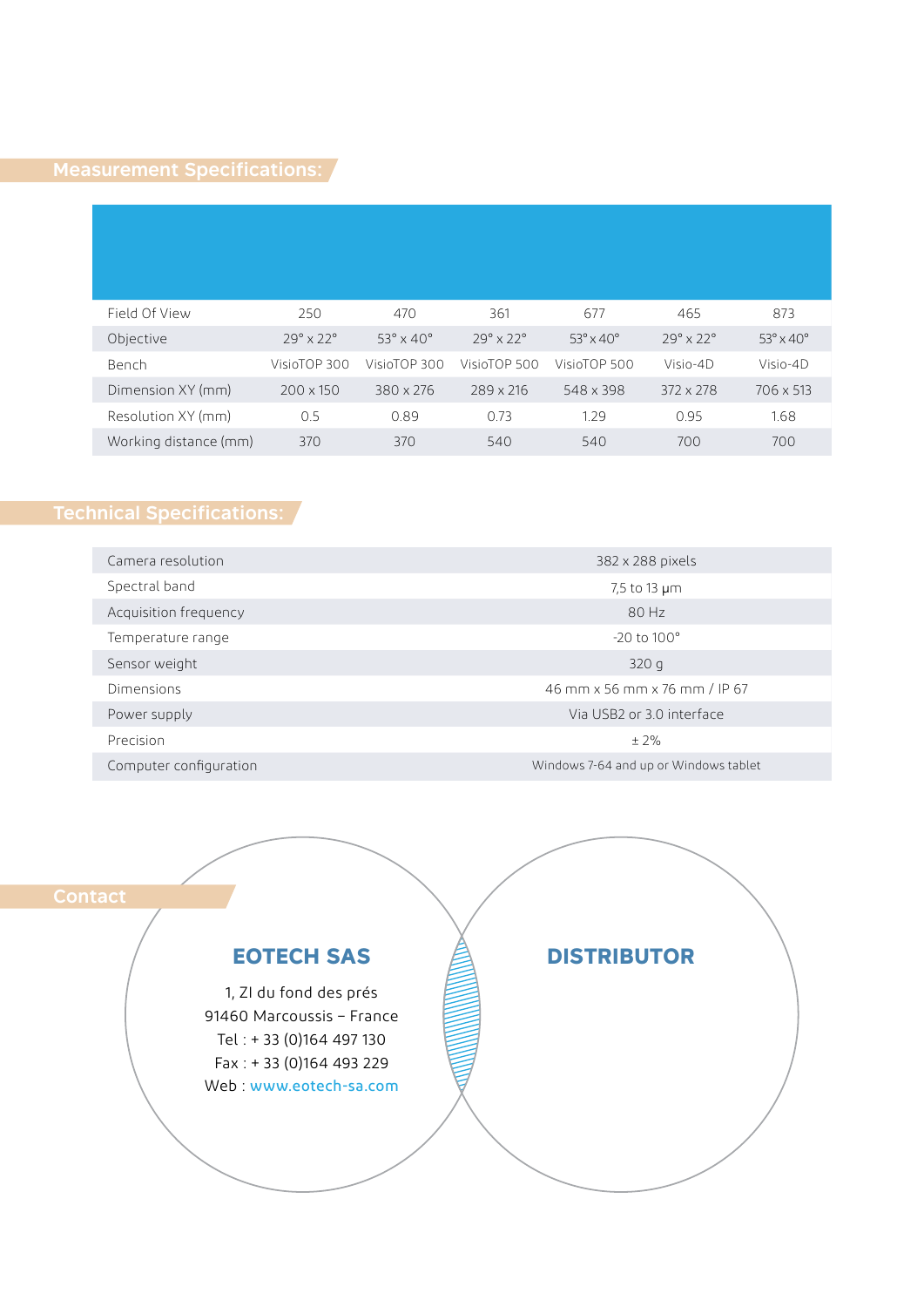## Measurement Specifications:

| | | | | | | |
|---|---|---|---|---|---|---|
| Field Of View | 250 | 470 | 361 | 677 | 465 | 873 |
| Objective | 29° x 22° | 53° x 40° | 29° x 22° | 53° x 40° | 29° x 22° | 53° x 40° |
| Bench | VisioTOP 300 | VisioTOP 300 | VisioTOP 500 | VisioTOP 500 | Visio-4D | Visio-4D |
| Dimension XY (mm) | 200 x 150 | 380 x 276 | 289 x 216 | 548 x 398 | 372 x 278 | 706 x 513 |
| Resolution XY (mm) | 0.5 | 0.89 | 0.73 | 1.29 | 0.95 | 1.68 |
| Working distance (mm) | 370 | 370 | 540 | 540 | 700 | 700 |

## Technical Specifications:

| | |
|---|---|
| Camera resolution | 382 x 288 pixels |
| Spectral band | 7,5 to 13 µm |
| Acquisition frequency | 80 Hz |
| Temperature range | -20 to 100° |
| Sensor weight | 320 g |
| Dimensions | 46 mm x 56 mm x 76 mm / IP 67 |
| Power supply | Via USB2 or 3.0 interface |
| Precision | ± 2% |
| Computer configuration | Windows 7-64 and up or Windows tablet |

## Contact

### EOTECH SAS

1, ZI du fond des prés
91460 Marcoussis – France
Tel : + 33 (0)164 497 130
Fax : + 33 (0)164 493 229
Web : www.eotech-sa.com

### DISTRIBUTOR